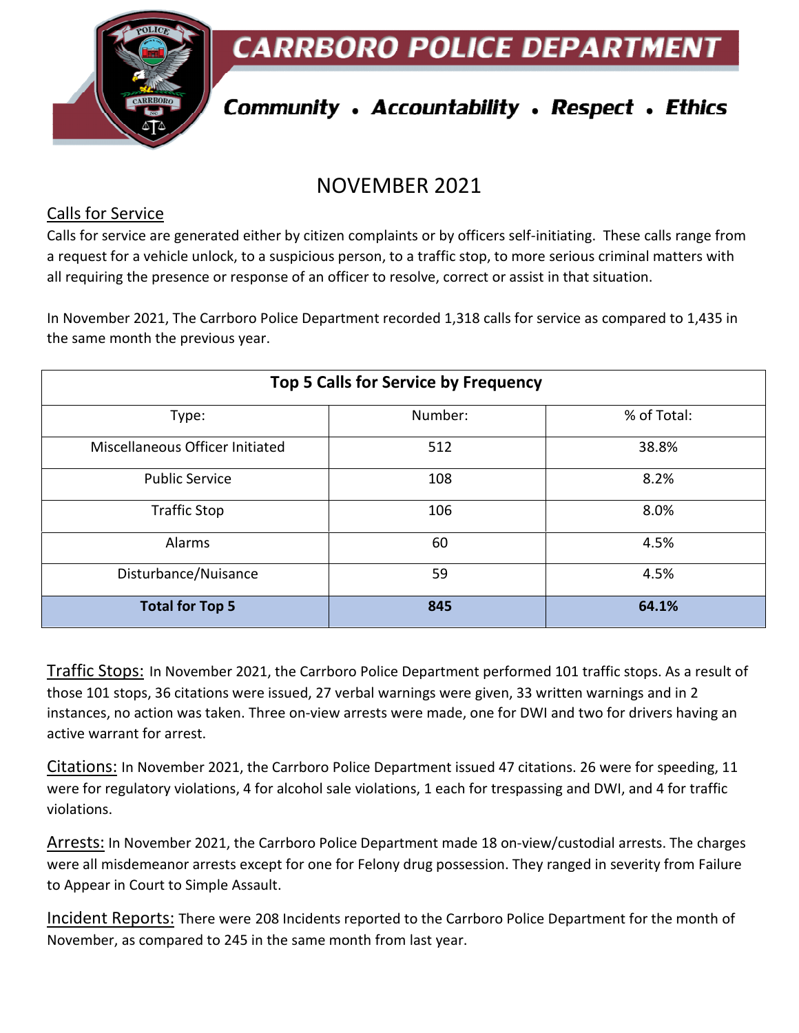# CARRBORO POLICE DEPARTMENT

***Community • Accountability • Respect • Ethics***

## NOVEMBER 2021

### Calls for Service

Calls for service are generated either by citizen complaints or by officers self-initiating. These calls range from a request for a vehicle unlock, to a suspicious person, to a traffic stop, to more serious criminal matters with all requiring the presence or response of an officer to resolve, correct or assist in that situation.

In November 2021, The Carrboro Police Department recorded 1,318 calls for service as compared to 1,435 in the same month the previous year.

| Top 5 Calls for Service by Frequency | | |
|---|---|---|
| Type: | Number: | % of Total: |
| Miscellaneous Officer Initiated | 512 | 38.8% |
| Public Service | 108 | 8.2% |
| Traffic Stop | 106 | 8.0% |
| Alarms | 60 | 4.5% |
| Disturbance/Nuisance | 59 | 4.5% |
| **Total for Top 5** | **845** | **64.1%** |

Traffic Stops: In November 2021, the Carrboro Police Department performed 101 traffic stops. As a result of those 101 stops, 36 citations were issued, 27 verbal warnings were given, 33 written warnings and in 2 instances, no action was taken. Three on-view arrests were made, one for DWI and two for drivers having an active warrant for arrest.

Citations: In November 2021, the Carrboro Police Department issued 47 citations. 26 were for speeding, 11 were for regulatory violations, 4 for alcohol sale violations, 1 each for trespassing and DWI, and 4 for traffic violations.

Arrests: In November 2021, the Carrboro Police Department made 18 on-view/custodial arrests. The charges were all misdemeanor arrests except for one for Felony drug possession. They ranged in severity from Failure to Appear in Court to Simple Assault.

Incident Reports: There were 208 Incidents reported to the Carrboro Police Department for the month of November, as compared to 245 in the same month from last year.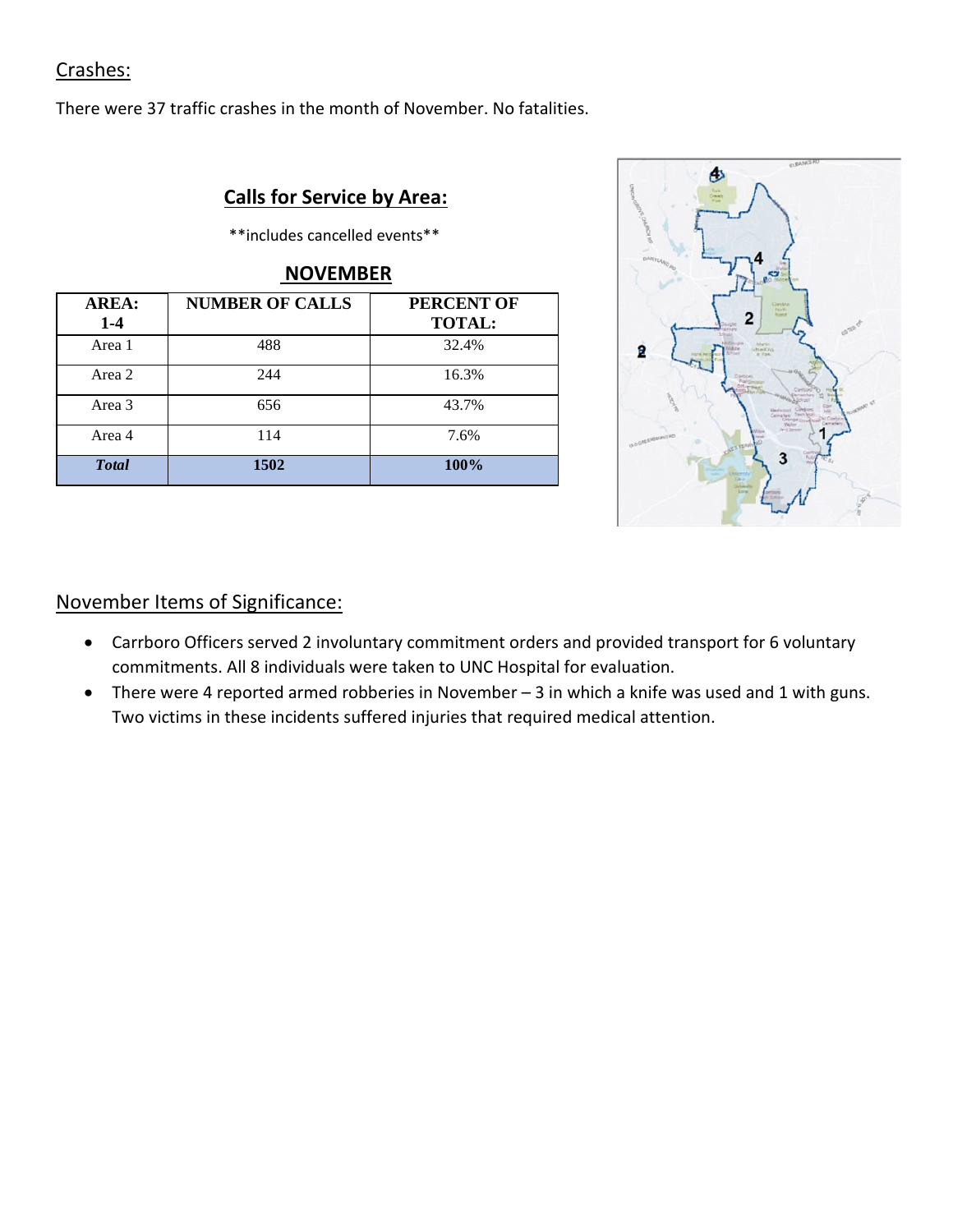## Crashes:

There were 37 traffic crashes in the month of November. No fatalities.

### Calls for Service by Area:

**includes cancelled events**

**NOVEMBER**

| AREA: 1-4 | NUMBER OF CALLS | PERCENT OF TOTAL: |
|---|---|---|
| Area 1 | 488 | 32.4% |
| Area 2 | 244 | 16.3% |
| Area 3 | 656 | 43.7% |
| Area 4 | 114 | 7.6% |
| ***Total*** | **1502** | **100%** |

## November Items of Significance:

- Carrboro Officers served 2 involuntary commitment orders and provided transport for 6 voluntary commitments. All 8 individuals were taken to UNC Hospital for evaluation.
- There were 4 reported armed robberies in November – 3 in which a knife was used and 1 with guns. Two victims in these incidents suffered injuries that required medical attention.